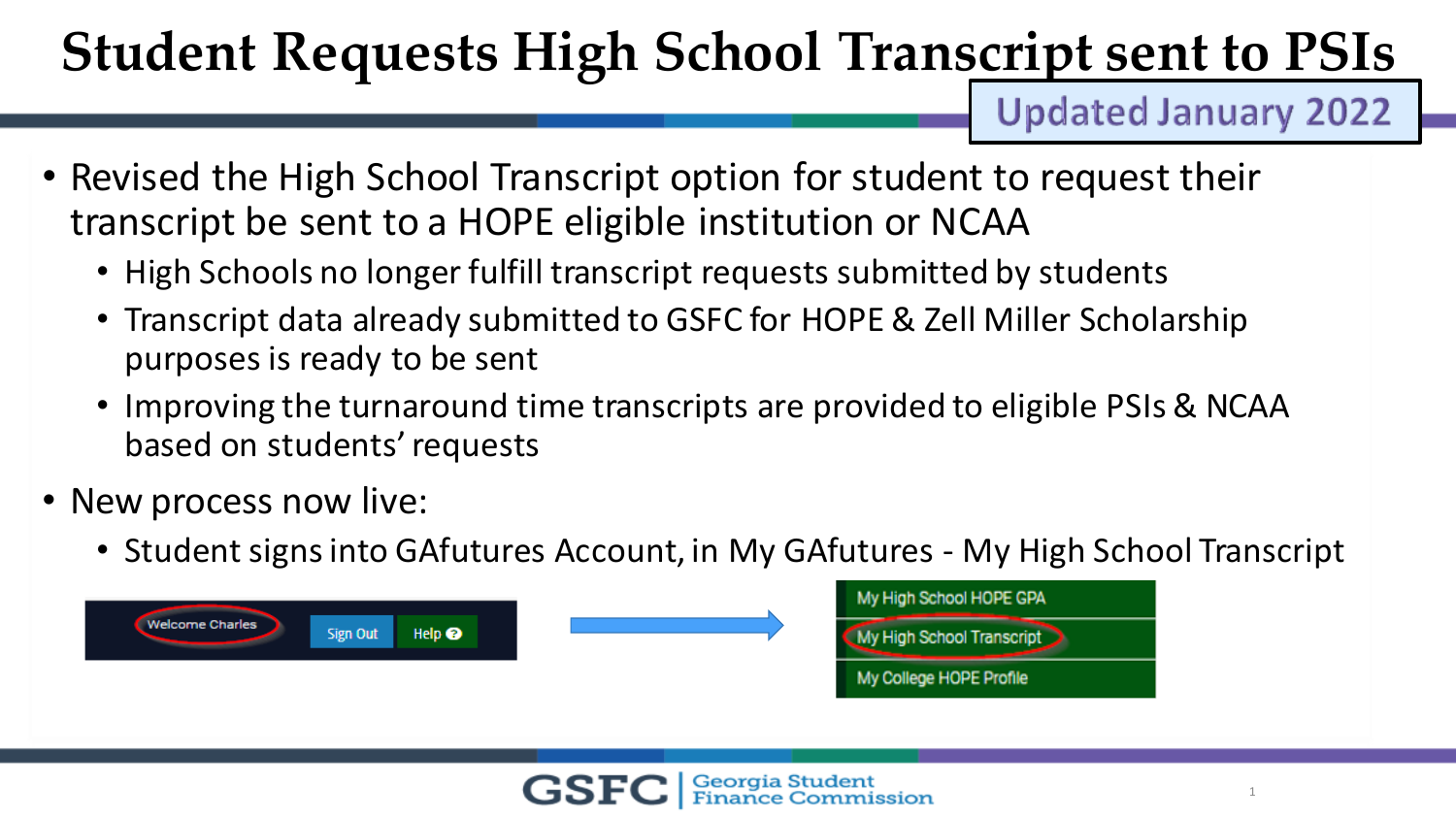# Student Requests High School Transcript sent to PSIs

**Updated January 2022**

- Revised the High School Transcript option for student to request their transcript be sent to a HOPE eligible institution or NCAA
  - High Schools no longer fulfill transcript requests submitted by students
  - Transcript data already submitted to GSFC for HOPE & Zell Miller Scholarship purposes is ready to be sent
  - Improving the turnaround time transcripts are provided to eligible PSIs & NCAA based on students' requests
- New process now live:
  - Student signs into GAfutures Account, in My GAfutures - My High School Transcript

Welcome Charles | Sign Out | Help

My High School HOPE GPA

My High School Transcript

My College HOPE Profile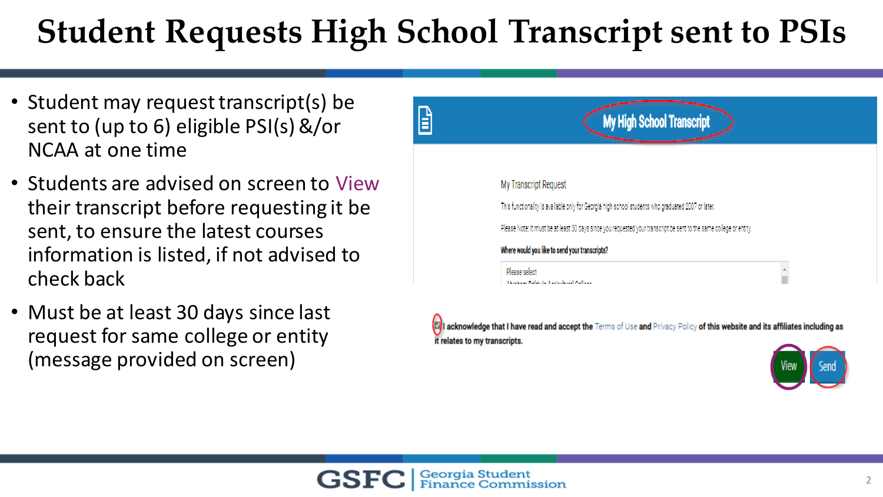# Student Requests High School Transcript sent to PSIs

- Student may request transcript(s) be sent to (up to 6) eligible PSI(s) &/or NCAA at one time
- Students are advised on screen to View their transcript before requesting it be sent, to ensure the latest courses information is listed, if not advised to check back
- Must be at least 30 days since last request for same college or entity (message provided on screen)

My High School Transcript

My Transcript Request

This functionality is available only for Georgia high school students who graduated 2007 or later.

Please Note: It must be at least 30 days since you requested your transcript be sent to the same college or entity.

Where would you like to send your transcripts?

Please select

I acknowledge that I have read and accept the Terms of Use and Privacy Policy of this website and its affiliates including as it relates to my transcripts.

View Send

GSFC | Georgia Student Finance Commission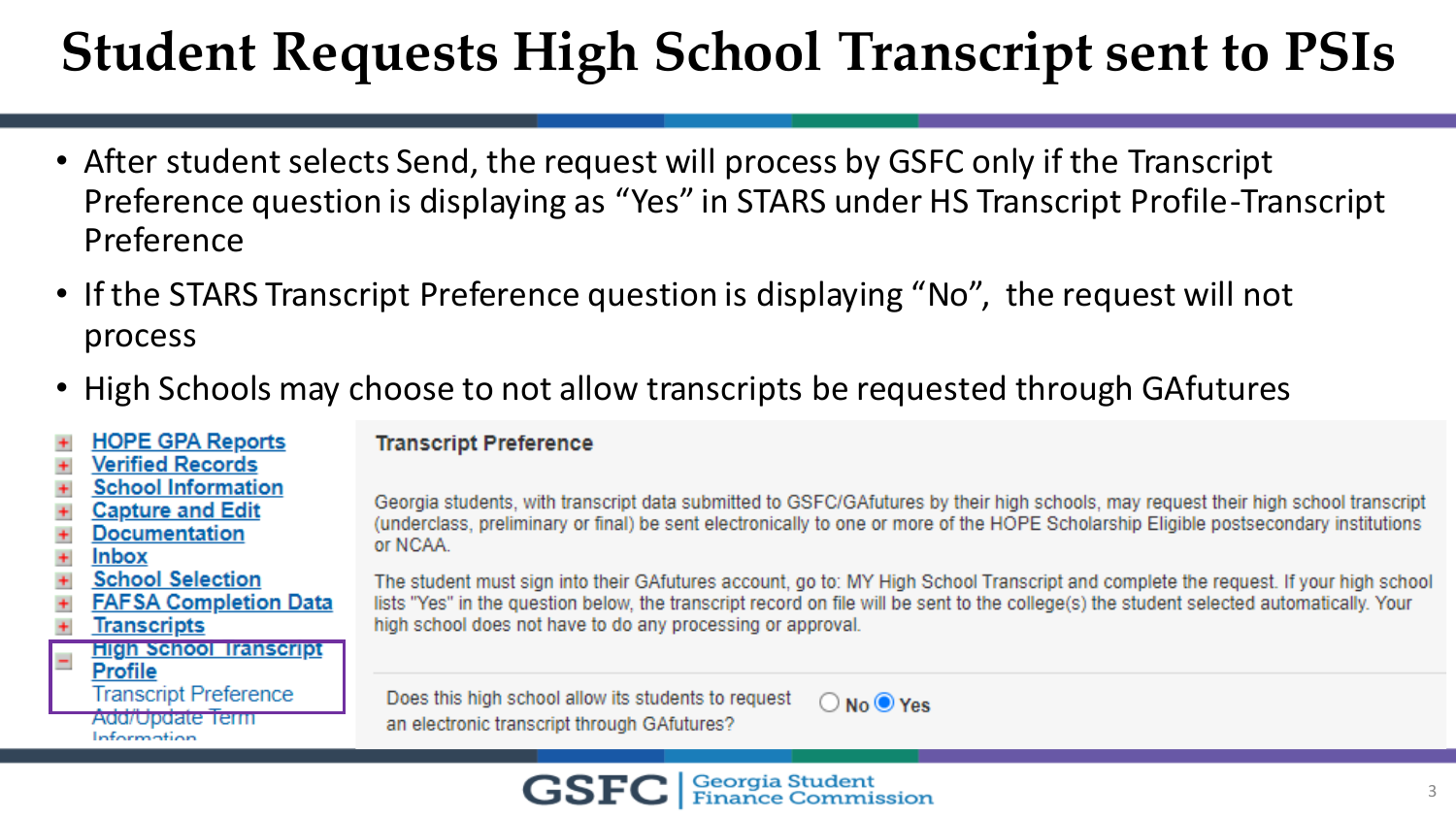# Student Requests High School Transcript sent to PSIs

- After student selects Send, the request will process by GSFC only if the Transcript Preference question is displaying as "Yes" in STARS under HS Transcript Profile-Transcript Preference
- If the STARS Transcript Preference question is displaying "No", the request will not process
- High Schools may choose to not allow transcripts be requested through GAfutures

- HOPE GPA Reports
- Verified Records
- School Information
- Capture and Edit
- Documentation
- Inbox
- School Selection
- FAFSA Completion Data
- Transcripts
- High School Transcript Profile
  - Transcript Preference
  - Add/Update Term Information

**Transcript Preference**

Georgia students, with transcript data submitted to GSFC/GAfutures by their high schools, may request their high school transcript (underclass, preliminary or final) be sent electronically to one or more of the HOPE Scholarship Eligible postsecondary institutions or NCAA.

The student must sign into their GAfutures account, go to: MY High School Transcript and complete the request. If your high school lists "Yes" in the question below, the transcript record on file will be sent to the college(s) the student selected automatically. Your high school does not have to do any processing or approval.

Does this high school allow its students to request an electronic transcript through GAfutures? ○ No ◉ Yes

GSFC | Georgia Student Finance Commission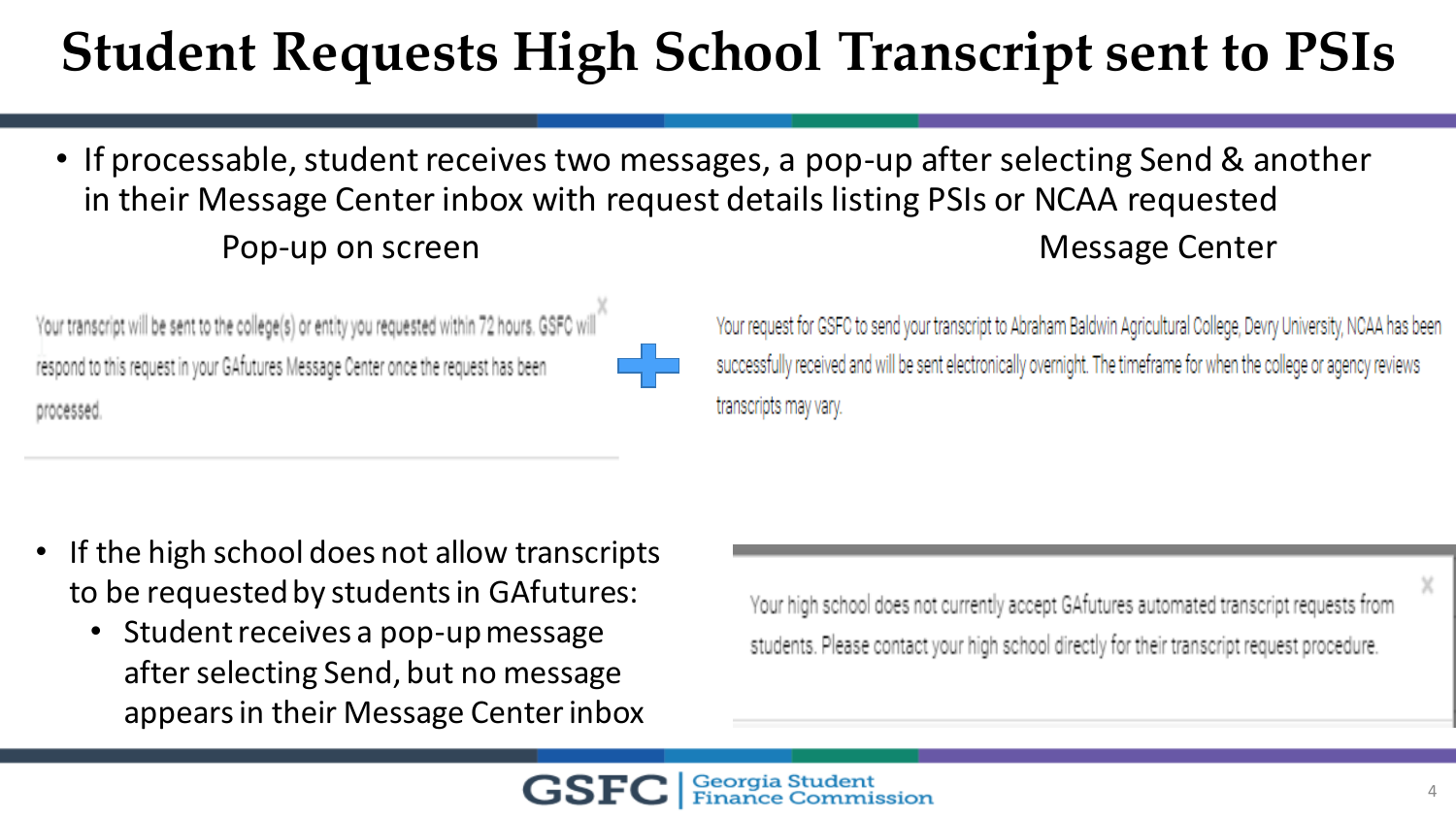# Student Requests High School Transcript sent to PSIs

- If processable, student receives two messages, a pop-up after selecting Send & another in their Message Center inbox with request details listing PSIs or NCAA requested

**Pop-up on screen**

Your transcript will be sent to the college(s) or entity you requested within 72 hours. GSFC will respond to this request in your GAfutures Message Center once the request has been processed.

**Message Center**

Your request for GSFC to send your transcript to Abraham Baldwin Agricultural College, Devry University, NCAA has been successfully received and will be sent electronically overnight. The timeframe for when the college or agency reviews transcripts may vary.

- If the high school does not allow transcripts to be requested by students in GAfutures:
  - Student receives a pop-up message after selecting Send, but no message appears in their Message Center inbox

Your high school does not currently accept GAfutures automated transcript requests from students. Please contact your high school directly for their transcript request procedure.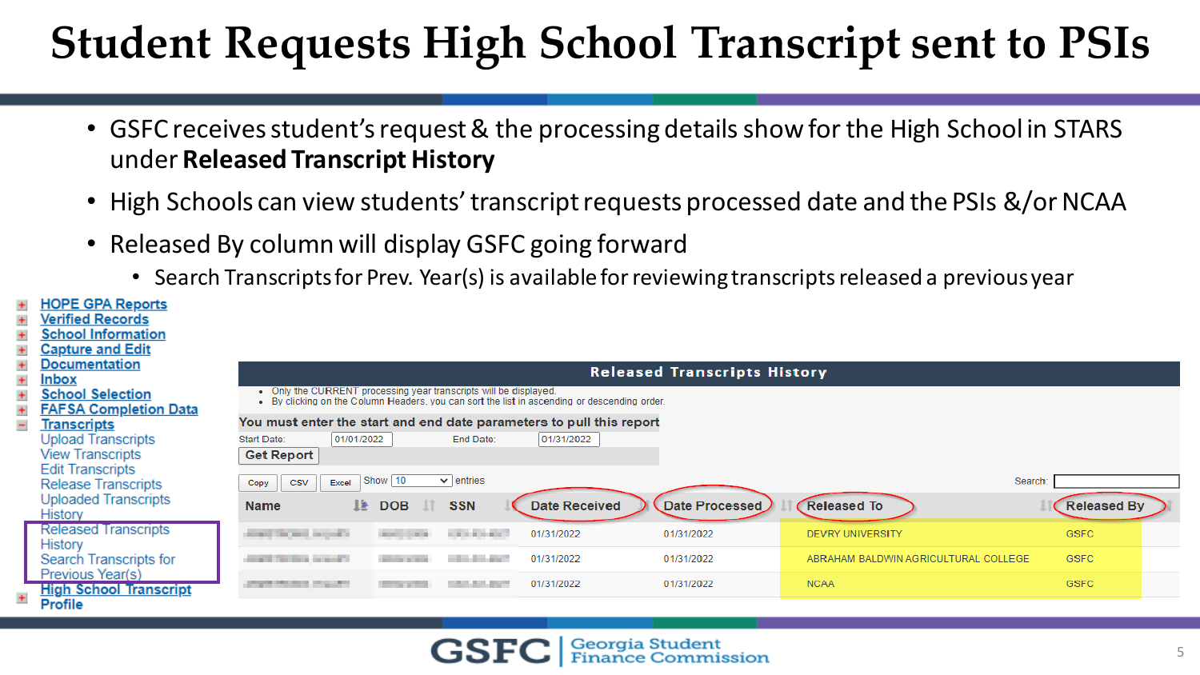# Student Requests High School Transcript sent to PSIs

- GSFC receives student's request & the processing details show for the High School in STARS under **Released Transcript History**
- High Schools can view students' transcript requests processed date and the PSIs &/or NCAA
- Released By column will display GSFC going forward
  - Search Transcripts for Prev. Year(s) is available for reviewing transcripts released a previous year

- HOPE GPA Reports
- Verified Records
- School Information
- Capture and Edit
- Documentation
- Inbox
- School Selection
- FAFSA Completion Data
- Transcripts
  - Upload Transcripts
  - View Transcripts
  - Edit Transcripts
  - Release Transcripts
  - Uploaded Transcripts History
  - Released Transcripts History
  - Search Transcripts for Previous Year(s)
  - High School Transcript
- Profile

**Released Transcripts History**

- Only the CURRENT processing year transcripts will be displayed.
- By clicking on the Column Headers, you can sort the list in ascending or descending order.

You must enter the start and end date parameters to pull this report

Start Date: 01/01/2022 End Date: 01/31/2022

Get Report

Copy | CSV | Excel Show 10 entries Search:

| Name | DOB | SSN | Date Received | Date Processed | Released To | Released By |
|---|---|---|---|---|---|---|
| | | | 01/31/2022 | 01/31/2022 | DEVRY UNIVERSITY | GSFC |
| | | | 01/31/2022 | 01/31/2022 | ABRAHAM BALDWIN AGRICULTURAL COLLEGE | GSFC |
| | | | 01/31/2022 | 01/31/2022 | NCAA | GSFC |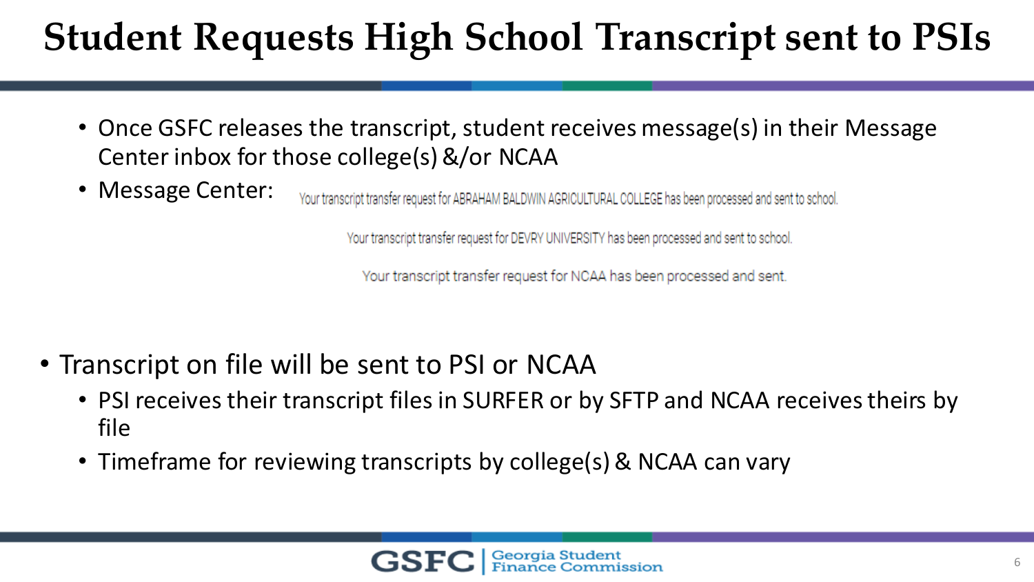# Student Requests High School Transcript sent to PSIs

- Once GSFC releases the transcript, student receives message(s) in their Message Center inbox for those college(s) &/or NCAA
- Message Center: Your transcript transfer request for ABRAHAM BALDWIN AGRICULTURAL COLLEGE has been processed and sent to school.

  Your transcript transfer request for DEVRY UNIVERSITY has been processed and sent to school.

  Your transcript transfer request for NCAA has been processed and sent.

- Transcript on file will be sent to PSI or NCAA
  - PSI receives their transcript files in SURFER or by SFTP and NCAA receives theirs by file
  - Timeframe for reviewing transcripts by college(s) & NCAA can vary